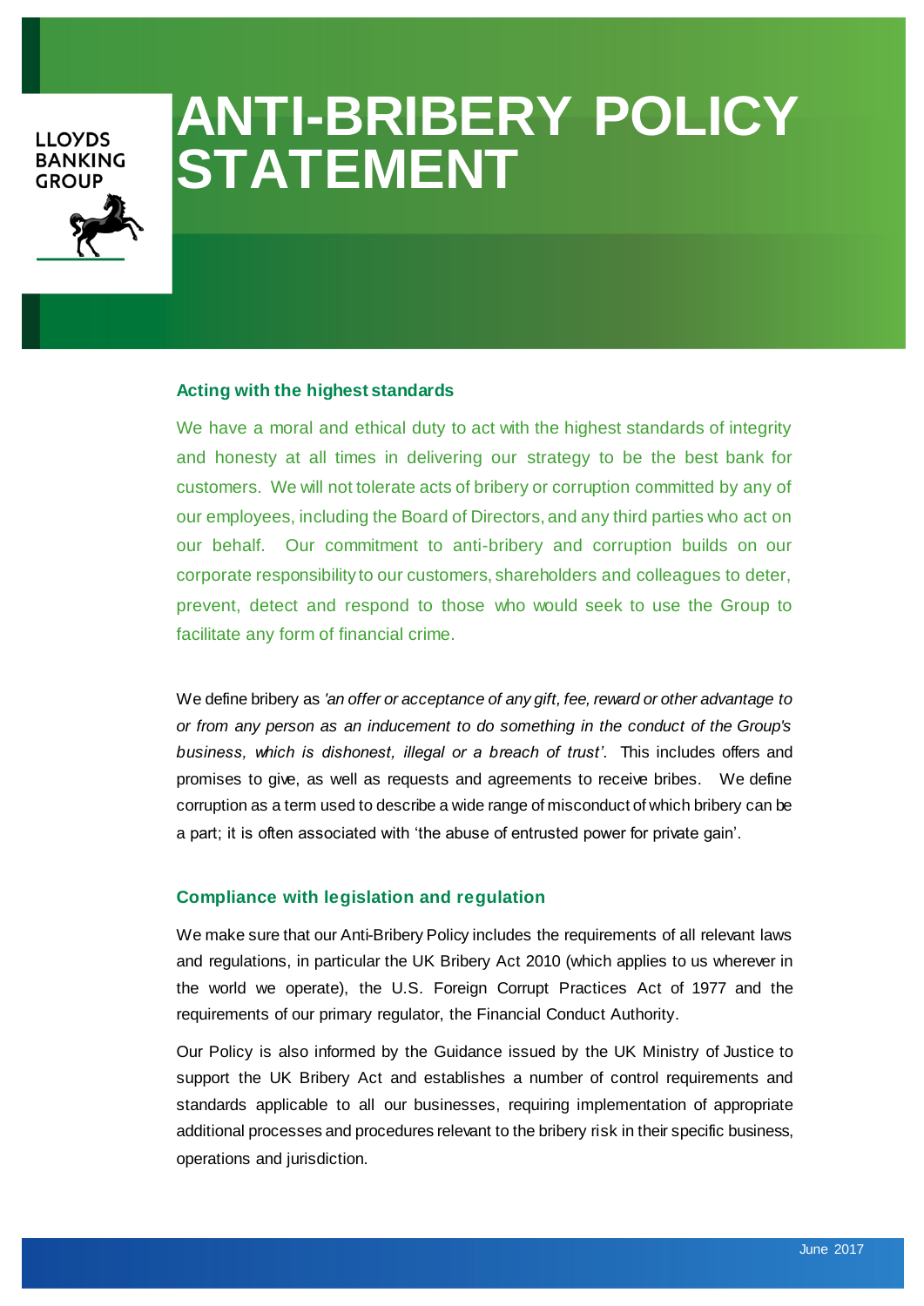LLOYDS BANKING GROUP

# ANTI-BRIBERY POLICY STATEMENT

## Acting with the highest standards

We have a moral and ethical duty to act with the highest standards of integrity and honesty at all times in delivering our strategy to be the best bank for customers. We will not tolerate acts of bribery or corruption committed by any of our employees, including the Board of Directors, and any third parties who act on our behalf. Our commitment to anti-bribery and corruption builds on our corporate responsibility to our customers, shareholders and colleagues to deter, prevent, detect and respond to those who would seek to use the Group to facilitate any form of financial crime.

We define bribery as *'an offer or acceptance of any gift, fee, reward or other advantage to or from any person as an inducement to do something in the conduct of the Group's business, which is dishonest, illegal or a breach of trust'*. This includes offers and promises to give, as well as requests and agreements to receive bribes. We define corruption as a term used to describe a wide range of misconduct of which bribery can be a part; it is often associated with 'the abuse of entrusted power for private gain'.

## Compliance with legislation and regulation

We make sure that our Anti-Bribery Policy includes the requirements of all relevant laws and regulations, in particular the UK Bribery Act 2010 (which applies to us wherever in the world we operate), the U.S. Foreign Corrupt Practices Act of 1977 and the requirements of our primary regulator, the Financial Conduct Authority.

Our Policy is also informed by the Guidance issued by the UK Ministry of Justice to support the UK Bribery Act and establishes a number of control requirements and standards applicable to all our businesses, requiring implementation of appropriate additional processes and procedures relevant to the bribery risk in their specific business, operations and jurisdiction.

June 2017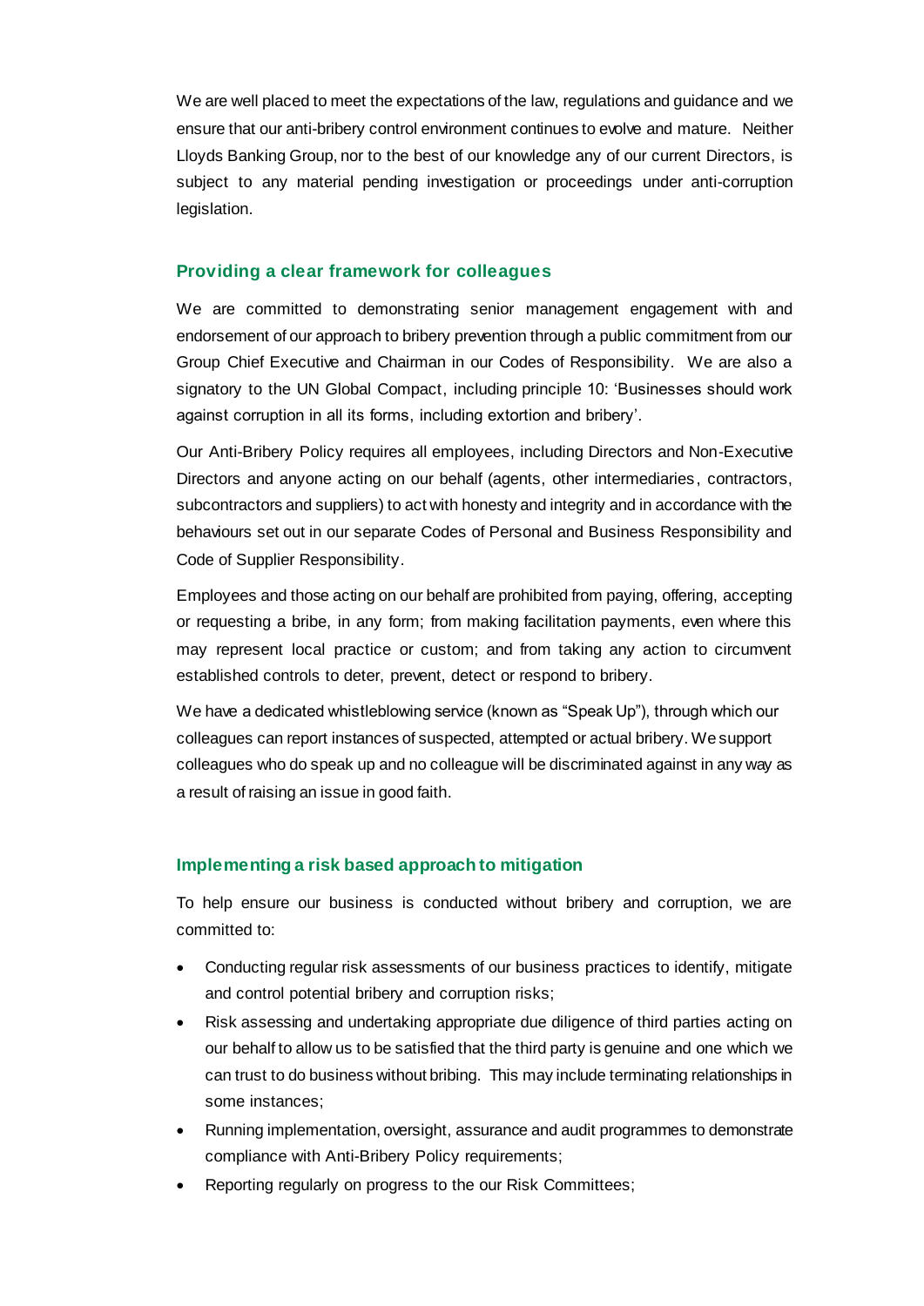We are well placed to meet the expectations of the law, regulations and guidance and we ensure that our anti-bribery control environment continues to evolve and mature. Neither Lloyds Banking Group, nor to the best of our knowledge any of our current Directors, is subject to any material pending investigation or proceedings under anti-corruption legislation.

## Providing a clear framework for colleagues

We are committed to demonstrating senior management engagement with and endorsement of our approach to bribery prevention through a public commitment from our Group Chief Executive and Chairman in our Codes of Responsibility. We are also a signatory to the UN Global Compact, including principle 10: 'Businesses should work against corruption in all its forms, including extortion and bribery'.

Our Anti-Bribery Policy requires all employees, including Directors and Non-Executive Directors and anyone acting on our behalf (agents, other intermediaries, contractors, subcontractors and suppliers) to act with honesty and integrity and in accordance with the behaviours set out in our separate Codes of Personal and Business Responsibility and Code of Supplier Responsibility.

Employees and those acting on our behalf are prohibited from paying, offering, accepting or requesting a bribe, in any form; from making facilitation payments, even where this may represent local practice or custom; and from taking any action to circumvent established controls to deter, prevent, detect or respond to bribery.

We have a dedicated whistleblowing service (known as "Speak Up"), through which our colleagues can report instances of suspected, attempted or actual bribery. We support colleagues who do speak up and no colleague will be discriminated against in any way as a result of raising an issue in good faith.

## Implementing a risk based approach to mitigation

To help ensure our business is conducted without bribery and corruption, we are committed to:

- Conducting regular risk assessments of our business practices to identify, mitigate and control potential bribery and corruption risks;
- Risk assessing and undertaking appropriate due diligence of third parties acting on our behalf to allow us to be satisfied that the third party is genuine and one which we can trust to do business without bribing. This may include terminating relationships in some instances;
- Running implementation, oversight, assurance and audit programmes to demonstrate compliance with Anti-Bribery Policy requirements;
- Reporting regularly on progress to the our Risk Committees;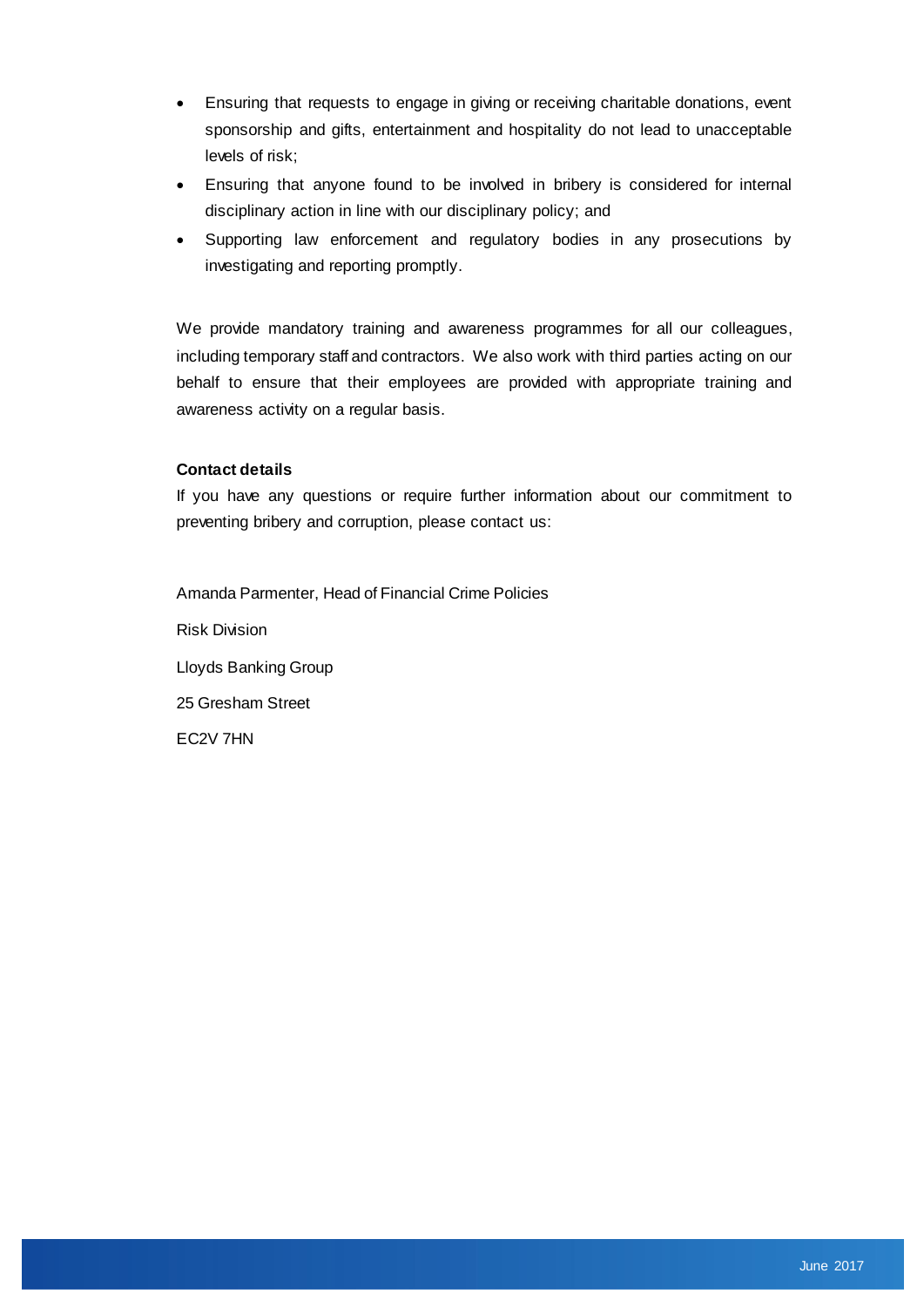- Ensuring that requests to engage in giving or receiving charitable donations, event sponsorship and gifts, entertainment and hospitality do not lead to unacceptable levels of risk;
- Ensuring that anyone found to be involved in bribery is considered for internal disciplinary action in line with our disciplinary policy; and
- Supporting law enforcement and regulatory bodies in any prosecutions by investigating and reporting promptly.

We provide mandatory training and awareness programmes for all our colleagues, including temporary staff and contractors. We also work with third parties acting on our behalf to ensure that their employees are provided with appropriate training and awareness activity on a regular basis.

**Contact details**

If you have any questions or require further information about our commitment to preventing bribery and corruption, please contact us:

Amanda Parmenter, Head of Financial Crime Policies

Risk Division

Lloyds Banking Group

25 Gresham Street

EC2V 7HN